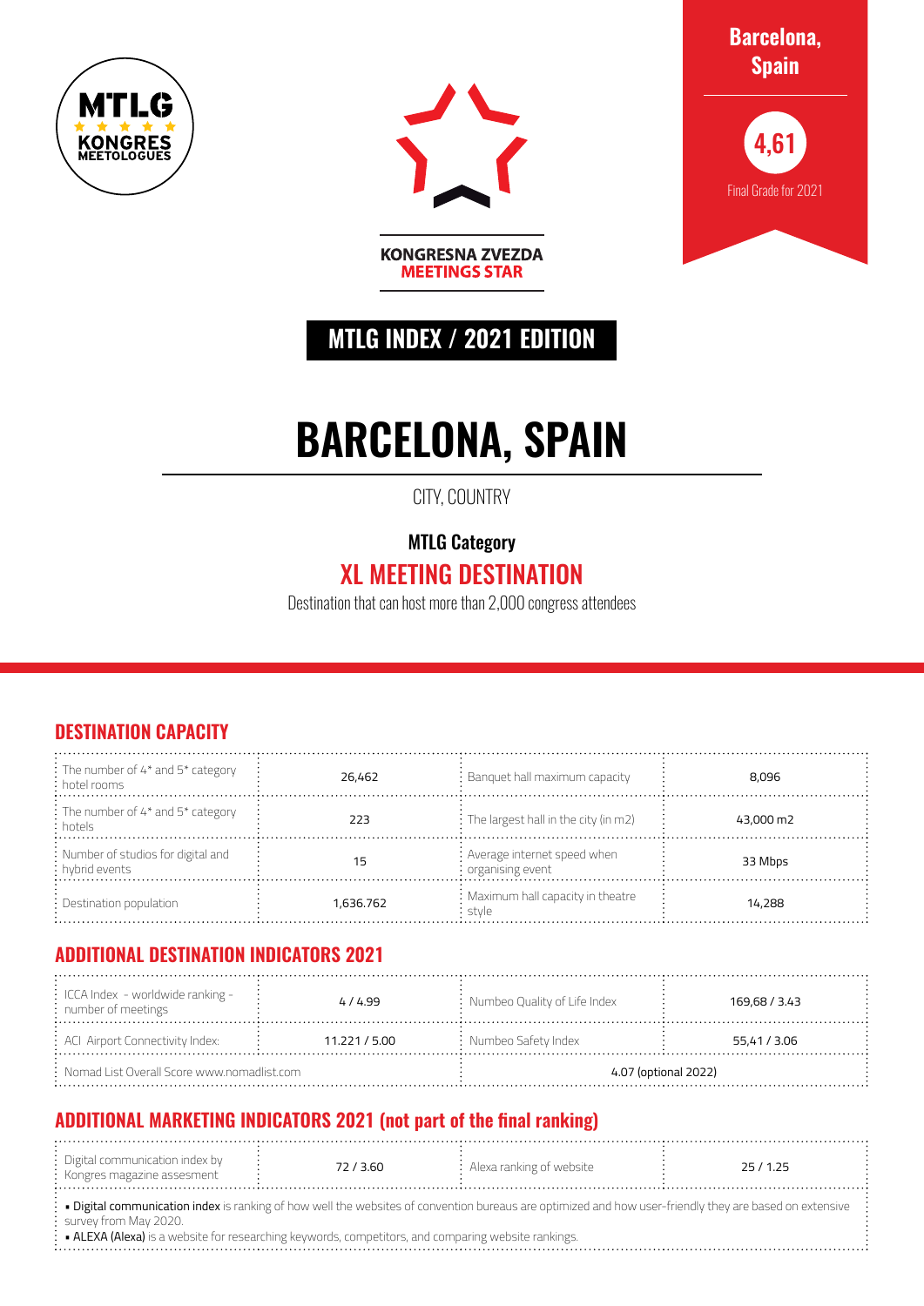MTLG KONGRES MEETOLOGUES

KONGRESNA ZVEZDA
MEETINGS STAR

**Barcelona, Spain**

**4,61**

Final Grade for 2021

## MTLG INDEX / 2021 EDITION

# BARCELONA, SPAIN

CITY, COUNTRY

**MTLG Category**

## XL MEETING DESTINATION

Destination that can host more than 2,000 congress attendees

## DESTINATION CAPACITY

| | | | |
|---|---|---|---|
| The number of 4* and 5* category hotel rooms | 26,462 | Banquet hall maximum capacity | 8,096 |
| The number of 4* and 5* category hotels | 223 | The largest hall in the city (in m2) | 43,000 m2 |
| Number of studios for digital and hybrid events | 15 | Average internet speed when organising event | 33 Mbps |
| Destination population | 1,636.762 | Maximum hall capacity in theatre style | 14,288 |

## ADDITIONAL DESTINATION INDICATORS 2021

| | | | |
|---|---|---|---|
| ICCA Index - worldwide ranking - number of meetings | 4 / 4.99 | Numbeo Quality of Life Index | 169,68 / 3.43 |
| ACI Airport Connectivity Index: | 11.221 / 5.00 | Numbeo Safety Index | 55,41 / 3.06 |
| Nomad List Overall Score www.nomadlist.com | | 4.07 (optional 2022) | |

## ADDITIONAL MARKETING INDICATORS 2021 (not part of the final ranking)

| | | | |
|---|---|---|---|
| Digital communication index by Kongres magazine assesment | 72 / 3.60 | Alexa ranking of website | 25 / 1.25 |

- **Digital communication index** is ranking of how well the websites of convention bureaus are optimized and how user-friendly they are based on extensive survey from May 2020.
- **ALEXA (Alexa)** is a website for researching keywords, competitors, and comparing website rankings.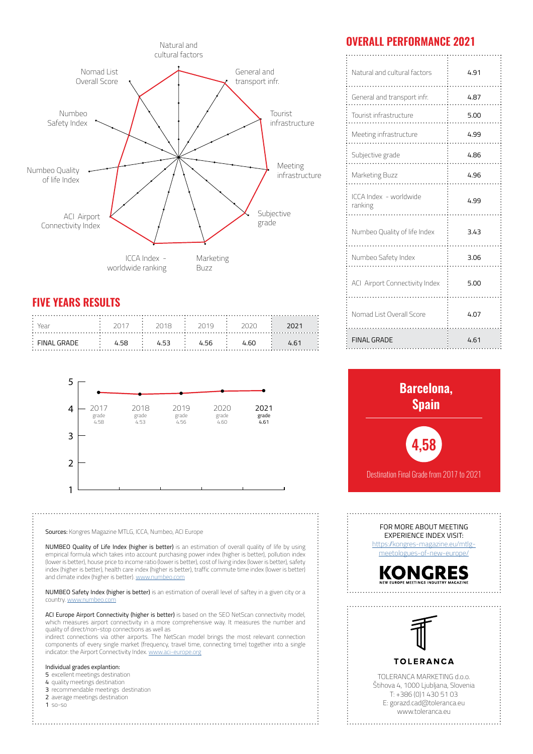Natural and cultural factors

General and transport infr.

Tourist infrastructure

Meeting infrastructure

Subjective grade

Marketing Buzz

ICCA Index - worldwide ranking

ACI Airport Connectivity Index

Numbeo Quality of life Index

Numbeo Safety Index

Nomad List Overall Score

## OVERALL PERFORMANCE 2021

| | |
|---|---|
| Natural and cultural factors | 4.91 |
| General and transport infr. | 4.87 |
| Tourist infrastructure | 5.00 |
| Meeting infrastructure | 4.99 |
| Subjective grade | 4.86 |
| Marketing Buzz | 4.96 |
| ICCA Index - worldwide ranking | 4.99 |
| Numbeo Quality of life Index | 3.43 |
| Numbeo Safety Index | 3.06 |
| ACI Airport Connectivity Index | 5.00 |
| Nomad List Overall Score | 4.07 |
| FINAL GRADE | 4.61 |

## FIVE YEARS RESULTS

| Year | 2017 | 2018 | 2019 | 2020 | 2021 |
|---|---|---|---|---|---|
| FINAL GRADE | 4.58 | 4.53 | 4.56 | 4.60 | 4.61 |

5
4
3
2
1

2017 grade 4.58
2018 grade 4.53
2019 grade 4.56
2020 grade 4.60
2021 grade 4.61

# Barcelona, Spain

**4,58**

Destination Final Grade from 2017 to 2021

Sources: Kongres Magazine MTLG, ICCA, Numbeo, ACI Europe

**NUMBEO Quality of Life Index (higher is better)** is an estimation of overall quality of life by using empirical formula which takes into account purchasing power index (higher is better), pollution index (lower is better), house price to income ratio (lower is better), cost of living index (lower is better), safety index (higher is better), health care index (higher is better), traffic commute time index (lower is better) and climate index (higher is better). www.numbeo.com

**NUMBEO Safety Index (higher is better)** is an estimation of overall level of saftey in a given city or a country. www.numbeo.com

**ACI Europe Airport Connectivity (higher is better)** is based on the SEO NetScan connectivity model, which measures airport connectivity in a more comprehensive way. It measures the number and quality of direct/non-stop connections as well as
indirect connections via other airports. The NetScan model brings the most relevant connection components of every single market (frequency, travel time, connecting time) together into a single indicator: the Airport Connectivity Index. www.aci-europe.org

Individual grades explanation:
5 excellent meetings destination
4 quality meetings destination
3 recommendable meetings destination
2 average meetings destination
1 so-so

FOR MORE ABOUT MEETING EXPERIENCE INDEX VISIT:
https://kongres-magazine.eu/mtlg-meetologues-of-new-europe/

KONGRES
NEW EUROPE MEETINGS INDUSTRY MAGAZINE

TOLERANCA

TOLERANCA MARKETING d.o.o.
Štihova 4, 1000 Ljubljana, Slovenia
T: +386 (0)1 430 51 03
E: gorazd.cad@toleranca.eu
www.toleranca.eu